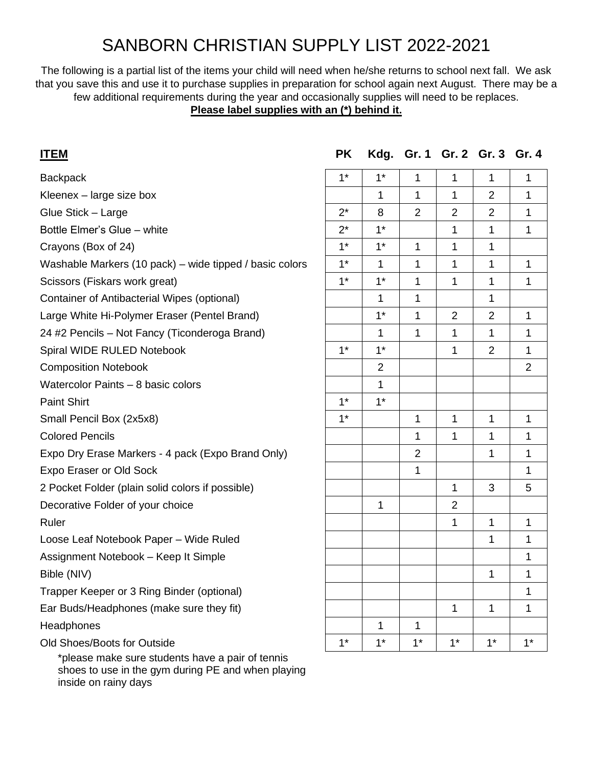# SANBORN CHRISTIAN SUPPLY LIST 2022-2021

The following is a partial list of the items your child will need when he/she returns to school next fall. We ask that you save this and use it to purchase supplies in preparation for school again next August. There may be a few additional requirements during the year and occasionally supplies will need to be replaces.

**Please label supplies with an (*) behind it.**

| ITEM | PK | Kdg. | Gr. 1 | Gr. 2 | Gr. 3 | Gr. 4 |
|---|---|---|---|---|---|---|
| Backpack | 1* | 1* | 1 | 1 | 1 | 1 |
| Kleenex – large size box | | 1 | 1 | 1 | 2 | 1 |
| Glue Stick – Large | 2* | 8 | 2 | 2 | 2 | 1 |
| Bottle Elmer's Glue – white | 2* | 1* | | 1 | 1 | 1 |
| Crayons (Box of 24) | 1* | 1* | 1 | 1 | 1 | |
| Washable Markers (10 pack) – wide tipped / basic colors | 1* | 1 | 1 | 1 | 1 | 1 |
| Scissors (Fiskars work great) | 1* | 1* | 1 | 1 | 1 | 1 |
| Container of Antibacterial Wipes (optional) | | 1 | 1 | | 1 | |
| Large White Hi-Polymer Eraser (Pentel Brand) | | 1* | 1 | 2 | 2 | 1 |
| 24 #2 Pencils – Not Fancy (Ticonderoga Brand) | | 1 | 1 | 1 | 1 | 1 |
| Spiral WIDE RULED Notebook | 1* | 1* | | 1 | 2 | 1 |
| Composition Notebook | | 2 | | | | 2 |
| Watercolor Paints – 8 basic colors | | 1 | | | | |
| Paint Shirt | 1* | 1* | | | | |
| Small Pencil Box (2x5x8) | 1* | | 1 | 1 | 1 | 1 |
| Colored Pencils | | | 1 | 1 | 1 | 1 |
| Expo Dry Erase Markers - 4 pack (Expo Brand Only) | | | 2 | | 1 | 1 |
| Expo Eraser or Old Sock | | | 1 | | | 1 |
| 2 Pocket Folder (plain solid colors if possible) | | | | 1 | 3 | 5 |
| Decorative Folder of your choice | | 1 | | 2 | | |
| Ruler | | | | 1 | 1 | 1 |
| Loose Leaf Notebook Paper – Wide Ruled | | | | | 1 | 1 |
| Assignment Notebook – Keep It Simple | | | | | | 1 |
| Bible (NIV) | | | | | 1 | 1 |
| Trapper Keeper or 3 Ring Binder (optional) | | | | | | 1 |
| Ear Buds/Headphones (make sure they fit) | | | | 1 | 1 | 1 |
| Headphones | | 1 | 1 | | | |
| Old Shoes/Boots for Outside | 1* | 1* | 1* | 1* | 1* | 1* |

*please make sure students have a pair of tennis shoes to use in the gym during PE and when playing inside on rainy days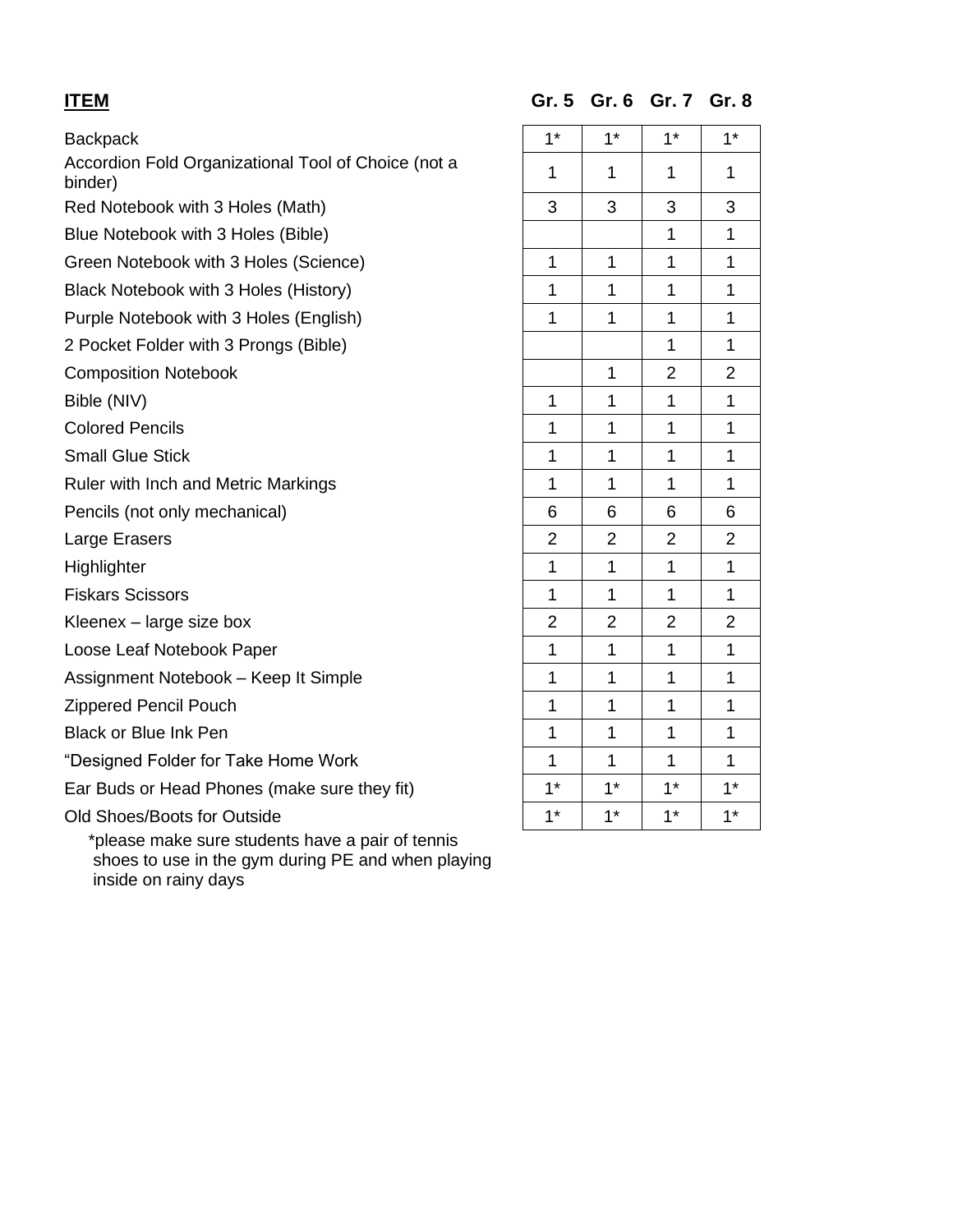| ITEM | Gr. 5 | Gr. 6 | Gr. 7 | Gr. 8 |
|---|---|---|---|---|
| Backpack | 1* | 1* | 1* | 1* |
| Accordion Fold Organizational Tool of Choice (not a binder) | 1 | 1 | 1 | 1 |
| Red Notebook with 3 Holes (Math) | 3 | 3 | 3 | 3 |
| Blue Notebook with 3 Holes (Bible) | | | 1 | 1 |
| Green Notebook with 3 Holes (Science) | 1 | 1 | 1 | 1 |
| Black Notebook with 3 Holes (History) | 1 | 1 | 1 | 1 |
| Purple Notebook with 3 Holes (English) | 1 | 1 | 1 | 1 |
| 2 Pocket Folder with 3 Prongs (Bible) | | | 1 | 1 |
| Composition Notebook | | 1 | 2 | 2 |
| Bible (NIV) | 1 | 1 | 1 | 1 |
| Colored Pencils | 1 | 1 | 1 | 1 |
| Small Glue Stick | 1 | 1 | 1 | 1 |
| Ruler with Inch and Metric Markings | 1 | 1 | 1 | 1 |
| Pencils (not only mechanical) | 6 | 6 | 6 | 6 |
| Large Erasers | 2 | 2 | 2 | 2 |
| Highlighter | 1 | 1 | 1 | 1 |
| Fiskars Scissors | 1 | 1 | 1 | 1 |
| Kleenex – large size box | 2 | 2 | 2 | 2 |
| Loose Leaf Notebook Paper | 1 | 1 | 1 | 1 |
| Assignment Notebook – Keep It Simple | 1 | 1 | 1 | 1 |
| Zippered Pencil Pouch | 1 | 1 | 1 | 1 |
| Black or Blue Ink Pen | 1 | 1 | 1 | 1 |
| "Designed Folder for Take Home Work | 1 | 1 | 1 | 1 |
| Ear Buds or Head Phones (make sure they fit) | 1* | 1* | 1* | 1* |
| Old Shoes/Boots for Outside | 1* | 1* | 1* | 1* |

*please make sure students have a pair of tennis shoes to use in the gym during PE and when playing inside on rainy days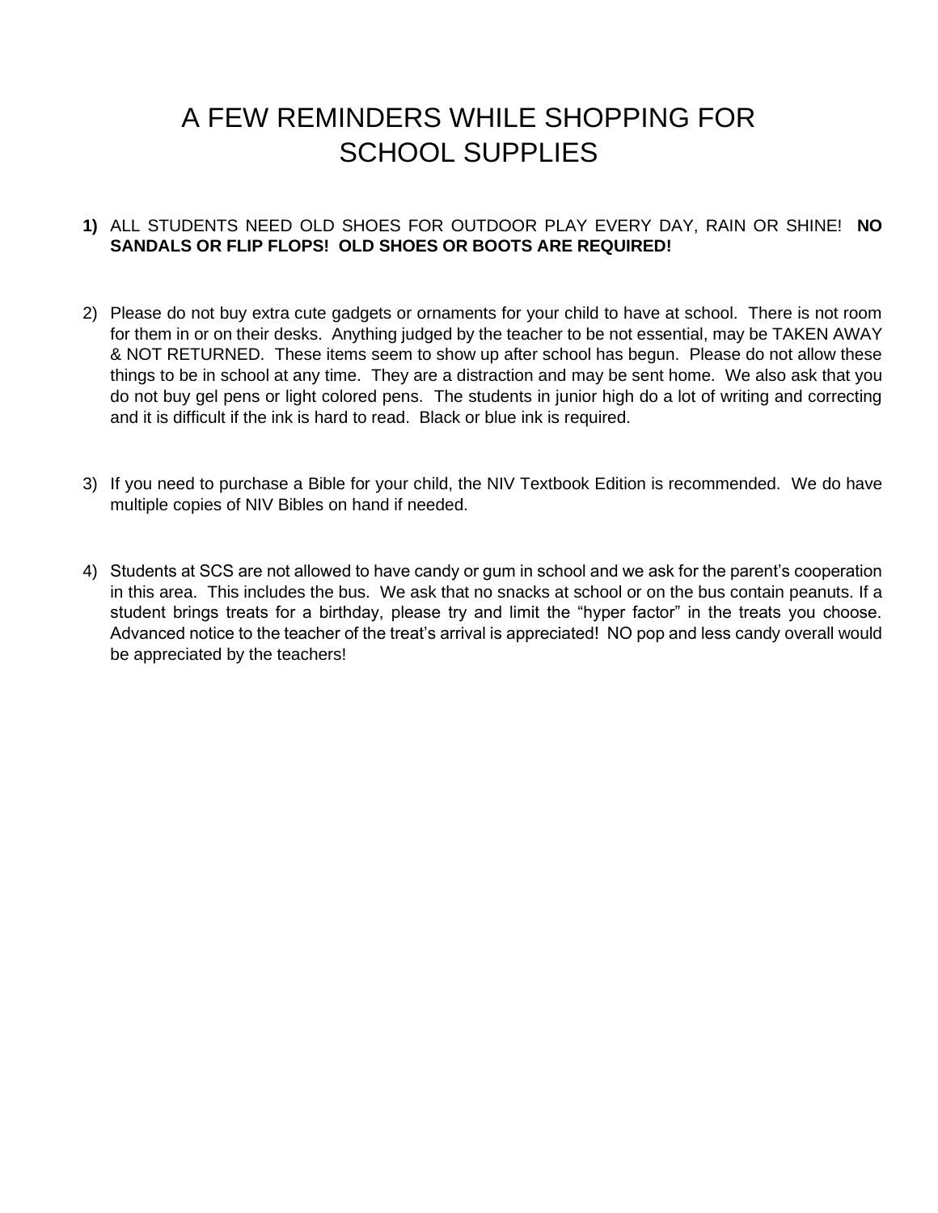# A FEW REMINDERS WHILE SHOPPING FOR SCHOOL SUPPLIES

1) ALL STUDENTS NEED OLD SHOES FOR OUTDOOR PLAY EVERY DAY, RAIN OR SHINE! **NO SANDALS OR FLIP FLOPS! OLD SHOES OR BOOTS ARE REQUIRED!**

2) Please do not buy extra cute gadgets or ornaments for your child to have at school. There is not room for them in or on their desks. Anything judged by the teacher to be not essential, may be TAKEN AWAY & NOT RETURNED. These items seem to show up after school has begun. Please do not allow these things to be in school at any time. They are a distraction and may be sent home. We also ask that you do not buy gel pens or light colored pens. The students in junior high do a lot of writing and correcting and it is difficult if the ink is hard to read. Black or blue ink is required.

3) If you need to purchase a Bible for your child, the NIV Textbook Edition is recommended. We do have multiple copies of NIV Bibles on hand if needed.

4) Students at SCS are not allowed to have candy or gum in school and we ask for the parent's cooperation in this area. This includes the bus. We ask that no snacks at school or on the bus contain peanuts. If a student brings treats for a birthday, please try and limit the "hyper factor" in the treats you choose. Advanced notice to the teacher of the treat's arrival is appreciated! NO pop and less candy overall would be appreciated by the teachers!